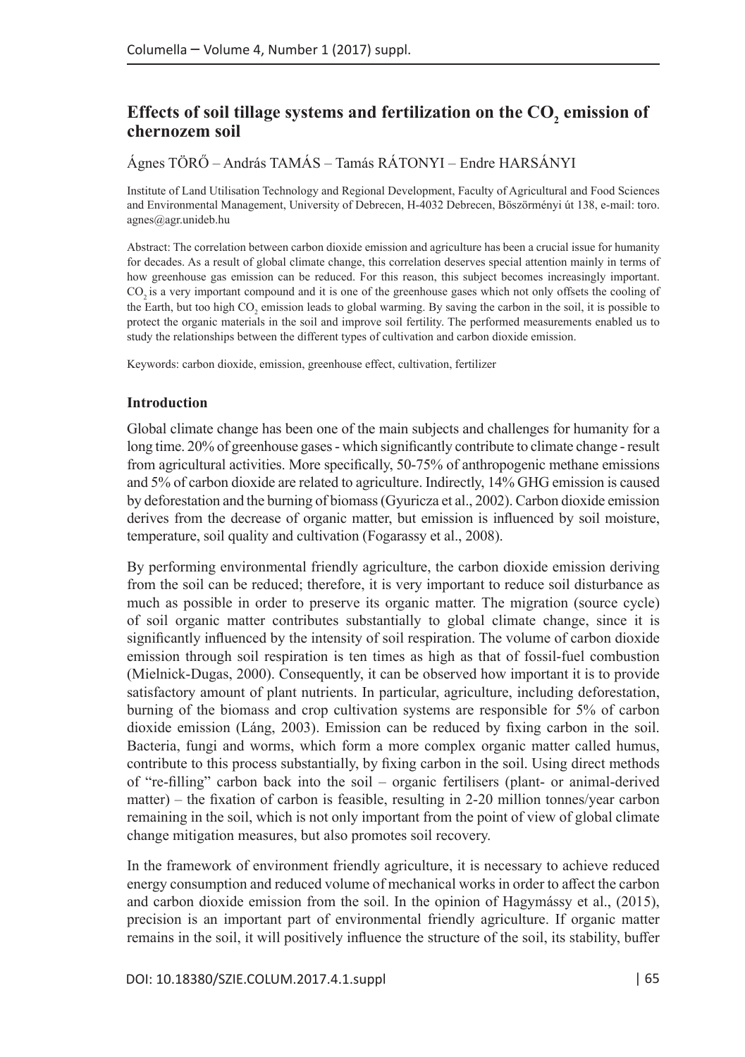# Effects of soil tillage systems and fertilization on the $CO_2$ emission of chernozem soil

Ágnes TÖRŐ – András TAMÁS – Tamás RÁTONYI – Endre HARSÁNYI

Institute of Land Utilisation Technology and Regional Development, Faculty of Agricultural and Food Sciences and Environmental Management, University of Debrecen, H-4032 Debrecen, Böszörményi út 138, e-mail: toro.agnes@agr.unideb.hu

Abstract: The correlation between carbon dioxide emission and agriculture has been a crucial issue for humanity for decades. As a result of global climate change, this correlation deserves special attention mainly in terms of how greenhouse gas emission can be reduced. For this reason, this subject becomes increasingly important. $CO_2$ is a very important compound and it is one of the greenhouse gases which not only offsets the cooling of the Earth, but too high $CO_2$ emission leads to global warming. By saving the carbon in the soil, it is possible to protect the organic materials in the soil and improve soil fertility. The performed measurements enabled us to study the relationships between the different types of cultivation and carbon dioxide emission.

Keywords: carbon dioxide, emission, greenhouse effect, cultivation, fertilizer

## Introduction

Global climate change has been one of the main subjects and challenges for humanity for a long time. 20% of greenhouse gases - which significantly contribute to climate change - result from agricultural activities. More specifically, 50-75% of anthropogenic methane emissions and 5% of carbon dioxide are related to agriculture. Indirectly, 14% GHG emission is caused by deforestation and the burning of biomass (Gyuricza et al., 2002). Carbon dioxide emission derives from the decrease of organic matter, but emission is influenced by soil moisture, temperature, soil quality and cultivation (Fogarassy et al., 2008).

By performing environmental friendly agriculture, the carbon dioxide emission deriving from the soil can be reduced; therefore, it is very important to reduce soil disturbance as much as possible in order to preserve its organic matter. The migration (source cycle) of soil organic matter contributes substantially to global climate change, since it is significantly influenced by the intensity of soil respiration. The volume of carbon dioxide emission through soil respiration is ten times as high as that of fossil-fuel combustion (Mielnick-Dugas, 2000). Consequently, it can be observed how important it is to provide satisfactory amount of plant nutrients. In particular, agriculture, including deforestation, burning of the biomass and crop cultivation systems are responsible for 5% of carbon dioxide emission (Láng, 2003). Emission can be reduced by fixing carbon in the soil. Bacteria, fungi and worms, which form a more complex organic matter called humus, contribute to this process substantially, by fixing carbon in the soil. Using direct methods of "re-filling" carbon back into the soil – organic fertilisers (plant- or animal-derived matter) – the fixation of carbon is feasible, resulting in 2-20 million tonnes/year carbon remaining in the soil, which is not only important from the point of view of global climate change mitigation measures, but also promotes soil recovery.

In the framework of environment friendly agriculture, it is necessary to achieve reduced energy consumption and reduced volume of mechanical works in order to affect the carbon and carbon dioxide emission from the soil. In the opinion of Hagymássy et al., (2015), precision is an important part of environmental friendly agriculture. If organic matter remains in the soil, it will positively influence the structure of the soil, its stability, buffer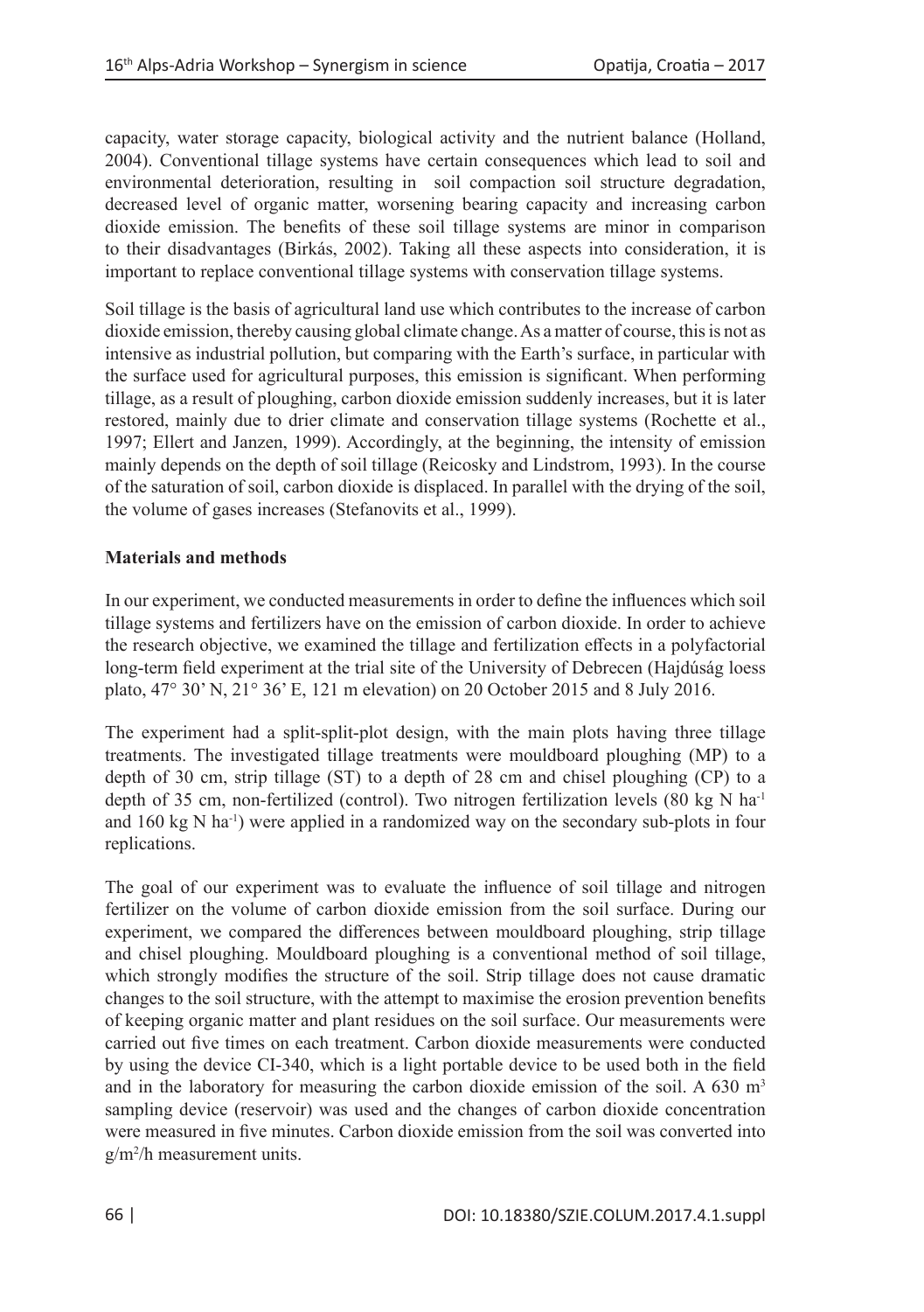capacity, water storage capacity, biological activity and the nutrient balance (Holland, 2004). Conventional tillage systems have certain consequences which lead to soil and environmental deterioration, resulting in soil compaction soil structure degradation, decreased level of organic matter, worsening bearing capacity and increasing carbon dioxide emission. The benefits of these soil tillage systems are minor in comparison to their disadvantages (Birkás, 2002). Taking all these aspects into consideration, it is important to replace conventional tillage systems with conservation tillage systems.

Soil tillage is the basis of agricultural land use which contributes to the increase of carbon dioxide emission, thereby causing global climate change. As a matter of course, this is not as intensive as industrial pollution, but comparing with the Earth's surface, in particular with the surface used for agricultural purposes, this emission is significant. When performing tillage, as a result of ploughing, carbon dioxide emission suddenly increases, but it is later restored, mainly due to drier climate and conservation tillage systems (Rochette et al., 1997; Ellert and Janzen, 1999). Accordingly, at the beginning, the intensity of emission mainly depends on the depth of soil tillage (Reicosky and Lindstrom, 1993). In the course of the saturation of soil, carbon dioxide is displaced. In parallel with the drying of the soil, the volume of gases increases (Stefanovits et al., 1999).

## Materials and methods

In our experiment, we conducted measurements in order to define the influences which soil tillage systems and fertilizers have on the emission of carbon dioxide. In order to achieve the research objective, we examined the tillage and fertilization effects in a polyfactorial long-term field experiment at the trial site of the University of Debrecen (Hajdúság loess plato, 47° 30' N, 21° 36' E, 121 m elevation) on 20 October 2015 and 8 July 2016.

The experiment had a split-split-plot design, with the main plots having three tillage treatments. The investigated tillage treatments were mouldboard ploughing (MP) to a depth of 30 cm, strip tillage (ST) to a depth of 28 cm and chisel ploughing (CP) to a depth of 35 cm, non-fertilized (control). Two nitrogen fertilization levels (80 kg N ha$^{-1}$ and 160 kg N ha$^{-1}$) were applied in a randomized way on the secondary sub-plots in four replications.

The goal of our experiment was to evaluate the influence of soil tillage and nitrogen fertilizer on the volume of carbon dioxide emission from the soil surface. During our experiment, we compared the differences between mouldboard ploughing, strip tillage and chisel ploughing. Mouldboard ploughing is a conventional method of soil tillage, which strongly modifies the structure of the soil. Strip tillage does not cause dramatic changes to the soil structure, with the attempt to maximise the erosion prevention benefits of keeping organic matter and plant residues on the soil surface. Our measurements were carried out five times on each treatment. Carbon dioxide measurements were conducted by using the device CI-340, which is a light portable device to be used both in the field and in the laboratory for measuring the carbon dioxide emission of the soil. A 630 m$^3$ sampling device (reservoir) was used and the changes of carbon dioxide concentration were measured in five minutes. Carbon dioxide emission from the soil was converted into g/m$^2$/h measurement units.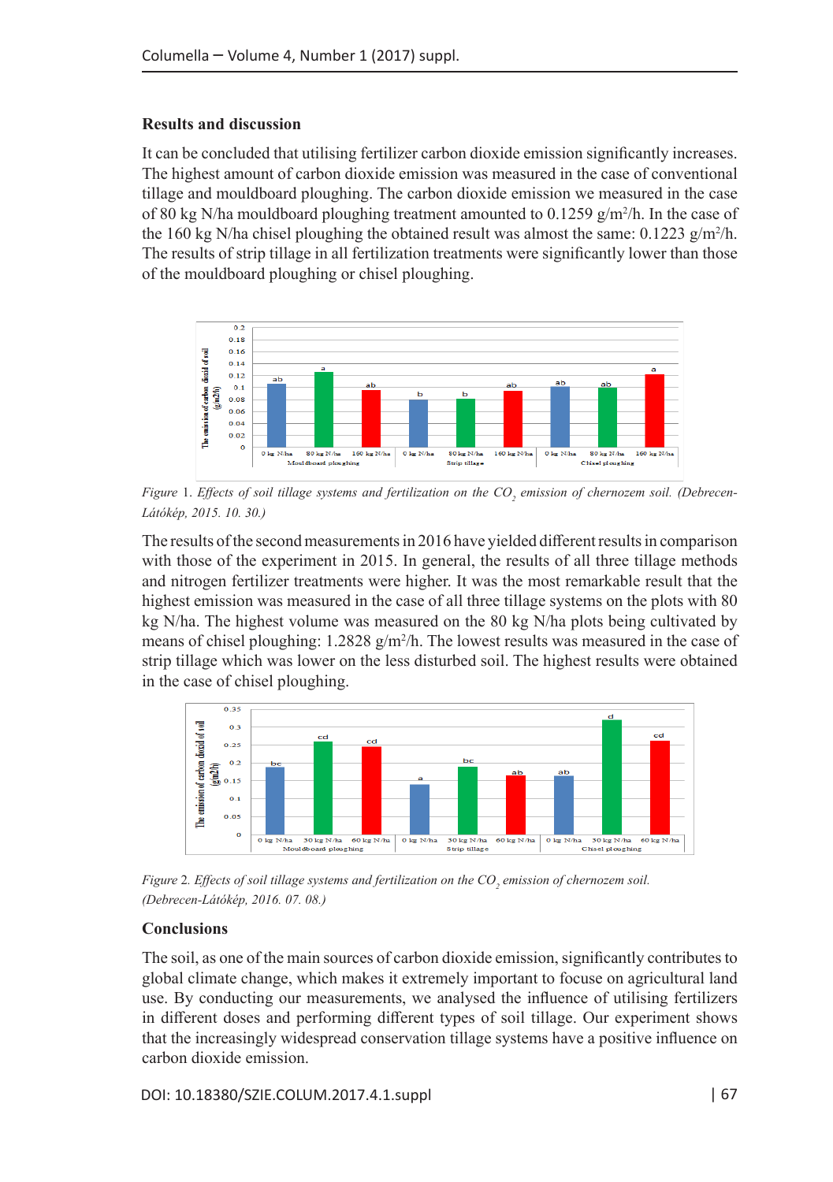## Results and discussion

It can be concluded that utilising fertilizer carbon dioxide emission significantly increases. The highest amount of carbon dioxide emission was measured in the case of conventional tillage and mouldboard ploughing. The carbon dioxide emission we measured in the case of 80 kg N/ha mouldboard ploughing treatment amounted to 0.1259 g/m²/h. In the case of the 160 kg N/ha chisel ploughing the obtained result was almost the same: 0.1223 g/m²/h. The results of strip tillage in all fertilization treatments were significantly lower than those of the mouldboard ploughing or chisel ploughing.

*Figure* 1. *Effects of soil tillage systems and fertilization on the* $CO_2$ *emission of chernozem soil. (Debrecen-Látókép, 2015. 10. 30.)*

The results of the second measurements in 2016 have yielded different results in comparison with those of the experiment in 2015. In general, the results of all three tillage methods and nitrogen fertilizer treatments were higher. It was the most remarkable result that the highest emission was measured in the case of all three tillage systems on the plots with 80 kg N/ha. The highest volume was measured on the 80 kg N/ha plots being cultivated by means of chisel ploughing: 1.2828 g/m²/h. The lowest results was measured in the case of strip tillage which was lower on the less disturbed soil. The highest results were obtained in the case of chisel ploughing.

*Figure* 2. *Effects of soil tillage systems and fertilization on the* $CO_2$ *emission of chernozem soil. (Debrecen-Látókép, 2016. 07. 08.)*

## Conclusions

The soil, as one of the main sources of carbon dioxide emission, significantly contributes to global climate change, which makes it extremely important to focus on agricultural land use. By conducting our measurements, we analysed the influence of utilising fertilizers in different doses and performing different types of soil tillage. Our experiment shows that the increasingly widespread conservation tillage systems have a positive influence on carbon dioxide emission.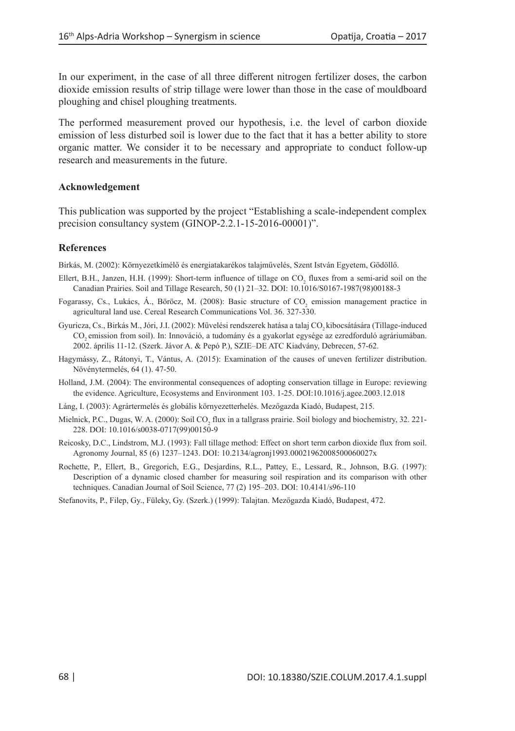In our experiment, in the case of all three different nitrogen fertilizer doses, the carbon dioxide emission results of strip tillage were lower than those in the case of mouldboard ploughing and chisel ploughing treatments.

The performed measurement proved our hypothesis, i.e. the level of carbon dioxide emission of less disturbed soil is lower due to the fact that it has a better ability to store organic matter. We consider it to be necessary and appropriate to conduct follow-up research and measurements in the future.

## Acknowledgement

This publication was supported by the project "Establishing a scale-independent complex precision consultancy system (GINOP-2.2.1-15-2016-00001)".

## References

Birkás, M. (2002): Környezetkímélő és energiatakarékos talajművelés, Szent István Egyetem, Gödöllő.

Ellert, B.H., Janzen, H.H. (1999): Short-term influence of tillage on $CO_2$ fluxes from a semi-arid soil on the Canadian Prairies. Soil and Tillage Research, 50 (1) 21–32. DOI: 10.1016/S0167-1987(98)00188-3

Fogarassy, Cs., Lukács, Á., Böröcz, M. (2008): Basic structure of $CO_2$ emission management practice in agricultural land use. Cereal Research Communications Vol. 36. 327-330.

Gyuricza, Cs., Birkás M., Jóri, J.I. (2002): Művelési rendszerek hatása a talaj $CO_2$ kibocsátására (Tillage-induced $CO_2$ emission from soil). In: Innováció, a tudomány és a gyakorlat egysége az ezredforduló agráriumában. 2002. április 11-12. (Szerk. Jávor A. & Pepó P.), SZIE–DE ATC Kiadvány, Debrecen, 57-62.

Hagymássy, Z., Rátonyi, T., Vántus, A. (2015): Examination of the causes of uneven fertilizer distribution. Növénytermelés, 64 (1). 47-50.

Holland, J.M. (2004): The environmental consequences of adopting conservation tillage in Europe: reviewing the evidence. Agriculture, Ecosystems and Environment 103. 1-25. DOI:10.1016/j.agee.2003.12.018

Láng, I. (2003): Agrártermelés és globális környezetterhelés. Mezőgazda Kiadó, Budapest, 215.

Mielnick, P.C., Dugas, W. A. (2000): Soil $CO_2$ flux in a tallgrass prairie. Soil biology and biochemistry, 32. 221-228. DOI: 10.1016/s0038-0717(99)00150-9

Reicosky, D.C., Lindstrom, M.J. (1993): Fall tillage method: Effect on short term carbon dioxide flux from soil. Agronomy Journal, 85 (6) 1237–1243. DOI: 10.2134/agronj1993.00021962008500060027x

Rochette, P., Ellert, B., Gregorich, E.G., Desjardins, R.L., Pattey, E., Lessard, R., Johnson, B.G. (1997): Description of a dynamic closed chamber for measuring soil respiration and its comparison with other techniques. Canadian Journal of Soil Science, 77 (2) 195–203. DOI: 10.4141/s96-110

Stefanovits, P., Filep, Gy., Füleky, Gy. (Szerk.) (1999): Talajtan. Mezőgazda Kiadó, Budapest, 472.